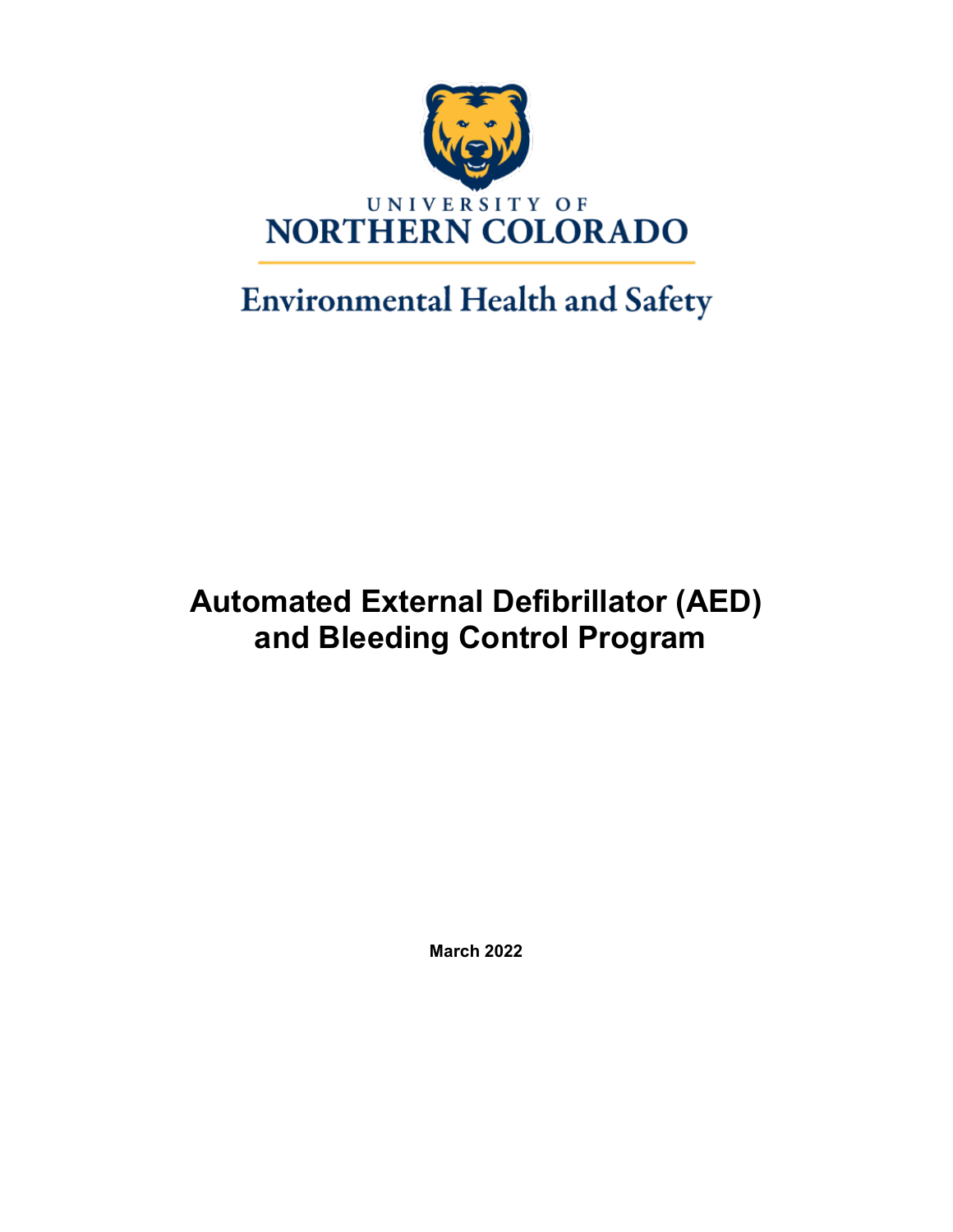UNIVERSITY OF
NORTHERN COLORADO

Environmental Health and Safety

# Automated External Defibrillator (AED) and Bleeding Control Program

**March 2022**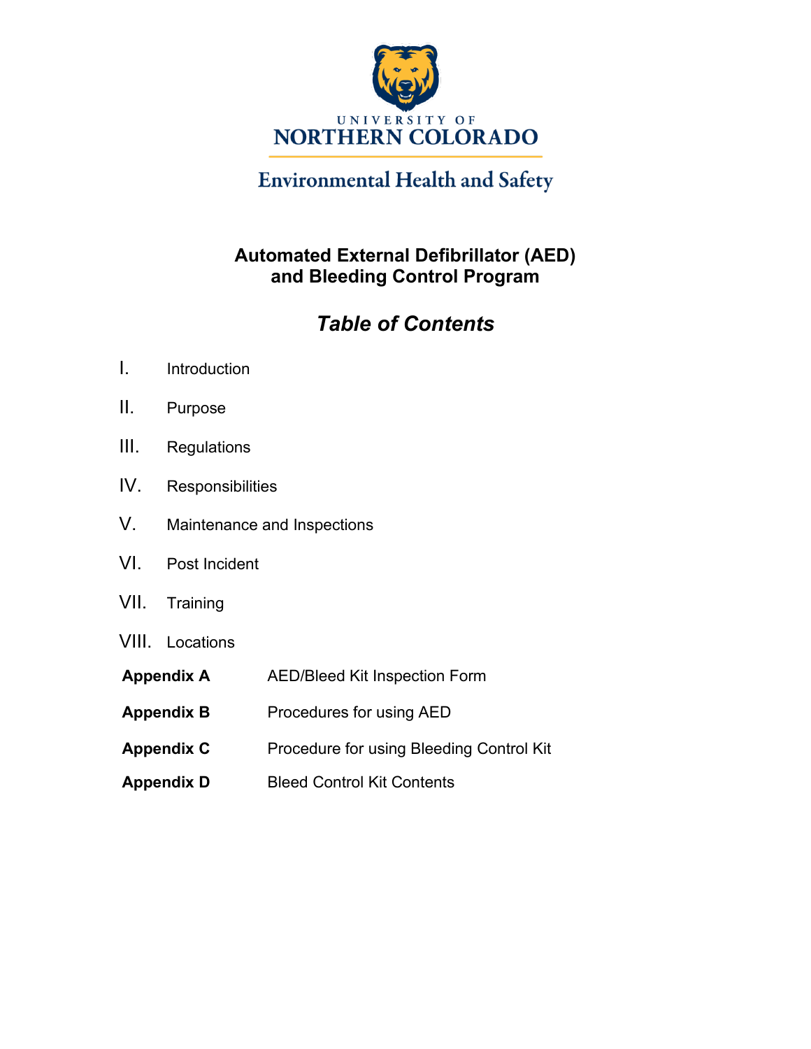UNIVERSITY OF
NORTHERN COLORADO

Environmental Health and Safety

# Automated External Defibrillator (AED) and Bleeding Control Program

## *Table of Contents*

I. Introduction

II. Purpose

III. Regulations

IV. Responsibilities

V. Maintenance and Inspections

VI. Post Incident

VII. Training

VIII. Locations

**Appendix A** AED/Bleed Kit Inspection Form

**Appendix B** Procedures for using AED

**Appendix C** Procedure for using Bleeding Control Kit

**Appendix D** Bleed Control Kit Contents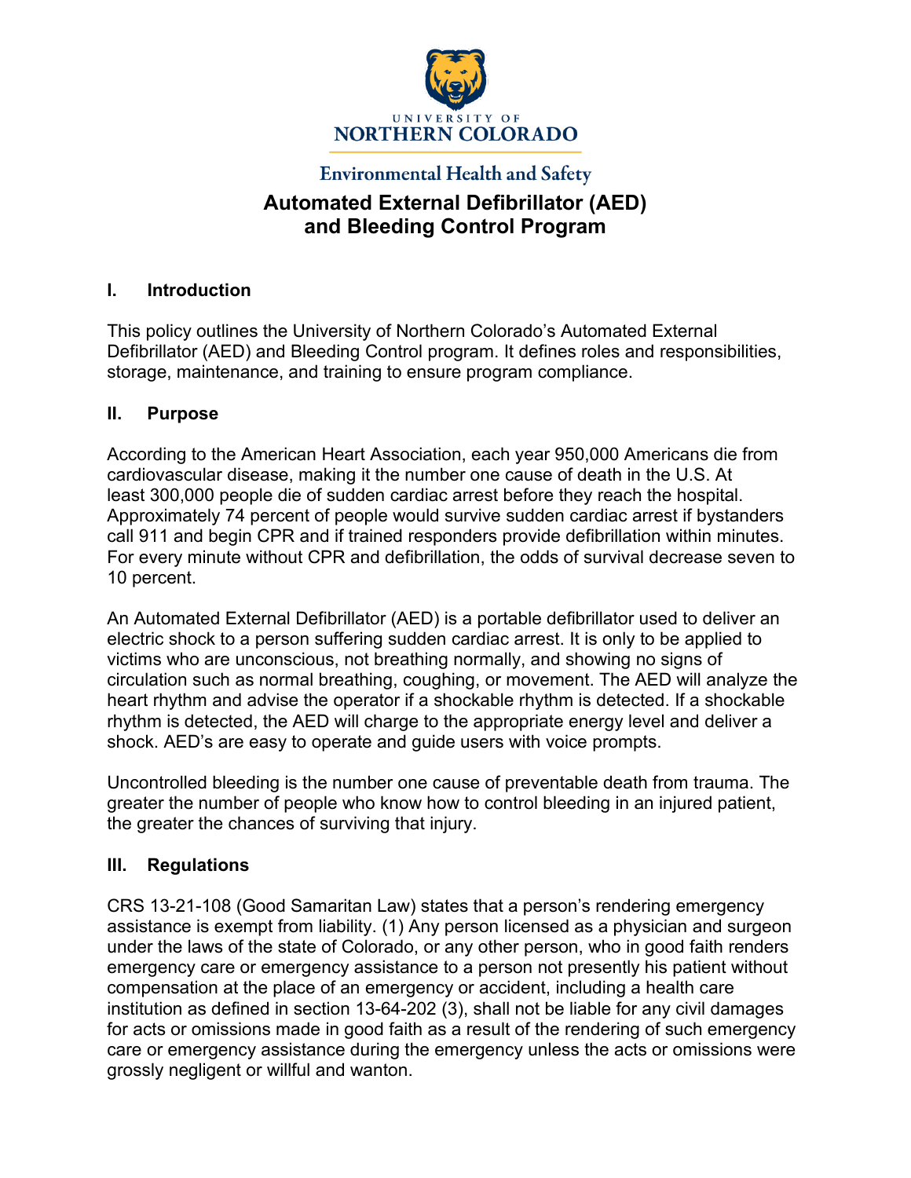University of Northern Colorado

Environmental Health and Safety

# Automated External Defibrillator (AED) and Bleeding Control Program

## I. Introduction

This policy outlines the University of Northern Colorado's Automated External Defibrillator (AED) and Bleeding Control program. It defines roles and responsibilities, storage, maintenance, and training to ensure program compliance.

## II. Purpose

According to the American Heart Association, each year 950,000 Americans die from cardiovascular disease, making it the number one cause of death in the U.S. At least 300,000 people die of sudden cardiac arrest before they reach the hospital. Approximately 74 percent of people would survive sudden cardiac arrest if bystanders call 911 and begin CPR and if trained responders provide defibrillation within minutes. For every minute without CPR and defibrillation, the odds of survival decrease seven to 10 percent.

An Automated External Defibrillator (AED) is a portable defibrillator used to deliver an electric shock to a person suffering sudden cardiac arrest. It is only to be applied to victims who are unconscious, not breathing normally, and showing no signs of circulation such as normal breathing, coughing, or movement. The AED will analyze the heart rhythm and advise the operator if a shockable rhythm is detected. If a shockable rhythm is detected, the AED will charge to the appropriate energy level and deliver a shock. AED's are easy to operate and guide users with voice prompts.

Uncontrolled bleeding is the number one cause of preventable death from trauma. The greater the number of people who know how to control bleeding in an injured patient, the greater the chances of surviving that injury.

## III. Regulations

CRS 13-21-108 (Good Samaritan Law) states that a person's rendering emergency assistance is exempt from liability. (1) Any person licensed as a physician and surgeon under the laws of the state of Colorado, or any other person, who in good faith renders emergency care or emergency assistance to a person not presently his patient without compensation at the place of an emergency or accident, including a health care institution as defined in section 13-64-202 (3), shall not be liable for any civil damages for acts or omissions made in good faith as a result of the rendering of such emergency care or emergency assistance during the emergency unless the acts or omissions were grossly negligent or willful and wanton.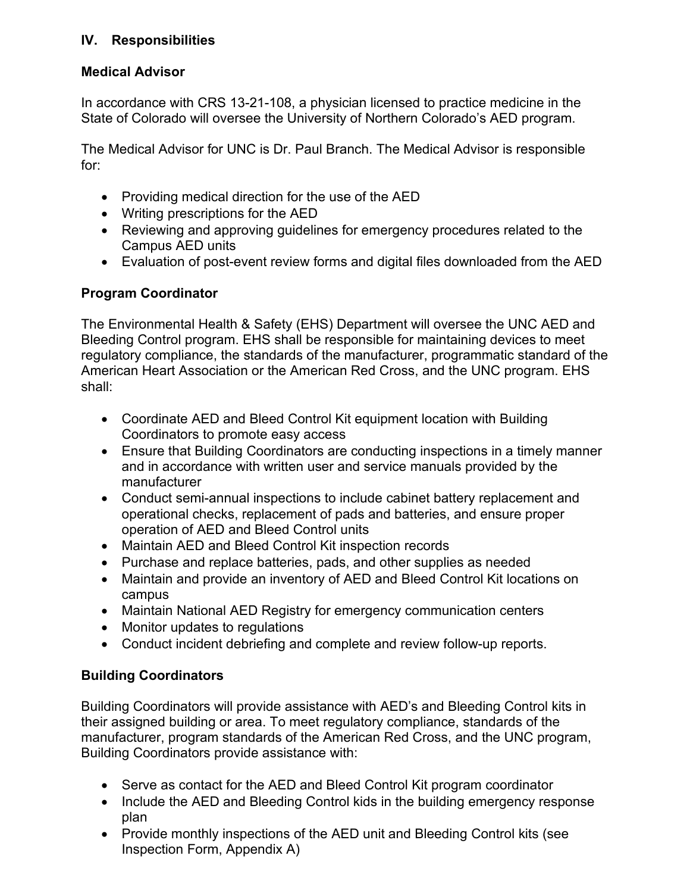## IV. Responsibilities

### Medical Advisor

In accordance with CRS 13-21-108, a physician licensed to practice medicine in the State of Colorado will oversee the University of Northern Colorado's AED program.

The Medical Advisor for UNC is Dr. Paul Branch. The Medical Advisor is responsible for:

- Providing medical direction for the use of the AED
- Writing prescriptions for the AED
- Reviewing and approving guidelines for emergency procedures related to the Campus AED units
- Evaluation of post-event review forms and digital files downloaded from the AED

### Program Coordinator

The Environmental Health & Safety (EHS) Department will oversee the UNC AED and Bleeding Control program. EHS shall be responsible for maintaining devices to meet regulatory compliance, the standards of the manufacturer, programmatic standard of the American Heart Association or the American Red Cross, and the UNC program. EHS shall:

- Coordinate AED and Bleed Control Kit equipment location with Building Coordinators to promote easy access
- Ensure that Building Coordinators are conducting inspections in a timely manner and in accordance with written user and service manuals provided by the manufacturer
- Conduct semi-annual inspections to include cabinet battery replacement and operational checks, replacement of pads and batteries, and ensure proper operation of AED and Bleed Control units
- Maintain AED and Bleed Control Kit inspection records
- Purchase and replace batteries, pads, and other supplies as needed
- Maintain and provide an inventory of AED and Bleed Control Kit locations on campus
- Maintain National AED Registry for emergency communication centers
- Monitor updates to regulations
- Conduct incident debriefing and complete and review follow-up reports.

### Building Coordinators

Building Coordinators will provide assistance with AED's and Bleeding Control kits in their assigned building or area. To meet regulatory compliance, standards of the manufacturer, program standards of the American Red Cross, and the UNC program, Building Coordinators provide assistance with:

- Serve as contact for the AED and Bleed Control Kit program coordinator
- Include the AED and Bleeding Control kids in the building emergency response plan
- Provide monthly inspections of the AED unit and Bleeding Control kits (see Inspection Form, Appendix A)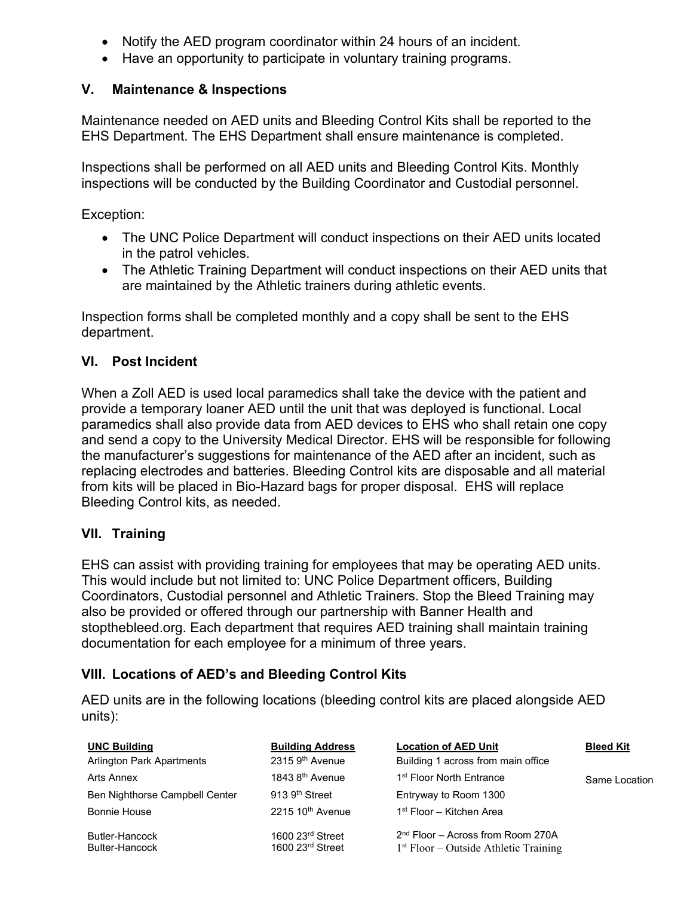- Notify the AED program coordinator within 24 hours of an incident.
- Have an opportunity to participate in voluntary training programs.

## V. Maintenance & Inspections

Maintenance needed on AED units and Bleeding Control Kits shall be reported to the EHS Department. The EHS Department shall ensure maintenance is completed.

Inspections shall be performed on all AED units and Bleeding Control Kits. Monthly inspections will be conducted by the Building Coordinator and Custodial personnel.

Exception:

- The UNC Police Department will conduct inspections on their AED units located in the patrol vehicles.
- The Athletic Training Department will conduct inspections on their AED units that are maintained by the Athletic trainers during athletic events.

Inspection forms shall be completed monthly and a copy shall be sent to the EHS department.

## VI. Post Incident

When a Zoll AED is used local paramedics shall take the device with the patient and provide a temporary loaner AED until the unit that was deployed is functional. Local paramedics shall also provide data from AED devices to EHS who shall retain one copy and send a copy to the University Medical Director. EHS will be responsible for following the manufacturer's suggestions for maintenance of the AED after an incident, such as replacing electrodes and batteries. Bleeding Control kits are disposable and all material from kits will be placed in Bio-Hazard bags for proper disposal. EHS will replace Bleeding Control kits, as needed.

## VII. Training

EHS can assist with providing training for employees that may be operating AED units. This would include but not limited to: UNC Police Department officers, Building Coordinators, Custodial personnel and Athletic Trainers. Stop the Bleed Training may also be provided or offered through our partnership with Banner Health and stopthebleed.org. Each department that requires AED training shall maintain training documentation for each employee for a minimum of three years.

## VIII. Locations of AED's and Bleeding Control Kits

AED units are in the following locations (bleeding control kits are placed alongside AED units):

| UNC Building | Building Address | Location of AED Unit | Bleed Kit |
|---|---|---|---|
| Arlington Park Apartments | 2315 9th Avenue | Building 1 across from main office | |
| Arts Annex | 1843 8th Avenue | 1st Floor North Entrance | Same Location |
| Ben Nighthorse Campbell Center | 913 9th Street | Entryway to Room 1300 | |
| Bonnie House | 2215 10th Avenue | 1st Floor – Kitchen Area | |
| Butler-Hancock | 1600 23rd Street | 2nd Floor – Across from Room 270A | |
| Bulter-Hancock | 1600 23rd Street | 1st Floor – Outside Athletic Training | |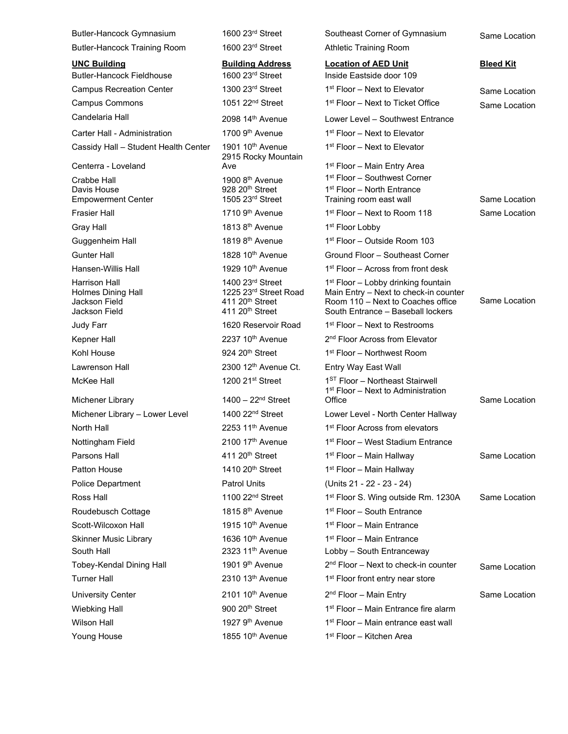| UNC Building | Building Address | Location of AED Unit | Bleed Kit |
|---|---|---|---|
| Butler-Hancock Gymnasium | 1600 23rd Street | Southeast Corner of Gymnasium | Same Location |
| Butler-Hancock Training Room | 1600 23rd Street | Athletic Training Room | |
| Butler-Hancock Fieldhouse | 1600 23rd Street | Inside Eastside door 109 | |
| Campus Recreation Center | 1300 23rd Street | 1st Floor – Next to Elevator | Same Location |
| Campus Commons | 1051 22nd Street | 1st Floor – Next to Ticket Office | Same Location |
| Candelaria Hall | 2098 14th Avenue | Lower Level – Southwest Entrance | |
| Carter Hall - Administration | 1700 9th Avenue | 1st Floor – Next to Elevator | |
| Cassidy Hall – Student Health Center | 1901 10th Avenue | 1st Floor – Next to Elevator | |
| Centerra - Loveland | 2915 Rocky Mountain Ave | 1st Floor – Main Entry Area | |
| Crabbe Hall | 1900 8th Avenue | 1st Floor – Southwest Corner | |
| Davis House | 928 20th Street | 1st Floor – North Entrance | |
| Empowerment Center | 1505 23rd Street | Training room east wall | Same Location |
| Frasier Hall | 1710 9th Avenue | 1st Floor – Next to Room 118 | Same Location |
| Gray Hall | 1813 8th Avenue | 1st Floor Lobby | |
| Guggenheim Hall | 1819 8th Avenue | 1st Floor – Outside Room 103 | |
| Gunter Hall | 1828 10th Avenue | Ground Floor – Southeast Corner | |
| Hansen-Willis Hall | 1929 10th Avenue | 1st Floor – Across from front desk | |
| Harrison Hall | 1400 23rd Street | 1st Floor – Lobby drinking fountain | |
| Holmes Dining Hall | 1225 23rd Street Road | Main Entry – Next to check-in counter | |
| Jackson Field | 411 20th Street | Room 110 – Next to Coaches office | Same Location |
| Jackson Field | 411 20th Street | South Entrance – Baseball lockers | |
| Judy Farr | 1620 Reservoir Road | 1st Floor – Next to Restrooms | |
| Kepner Hall | 2237 10th Avenue | 2nd Floor Across from Elevator | |
| Kohl House | 924 20th Street | 1st Floor – Northwest Room | |
| Lawrenson Hall | 2300 12th Avenue Ct. | Entry Way East Wall | |
| McKee Hall | 1200 21st Street | 1ST Floor – Northeast Stairwell | |
| Michener Library | 1400 – 22nd Street | 1st Floor – Next to Administration Office | Same Location |
| Michener Library – Lower Level | 1400 22nd Street | Lower Level - North Center Hallway | |
| North Hall | 2253 11th Avenue | 1st Floor Across from elevators | |
| Nottingham Field | 2100 17th Avenue | 1st Floor – West Stadium Entrance | |
| Parsons Hall | 411 20th Street | 1st Floor – Main Hallway | Same Location |
| Patton House | 1410 20th Street | 1st Floor – Main Hallway | |
| Police Department | Patrol Units | (Units 21 - 22 - 23 - 24) | |
| Ross Hall | 1100 22nd Street | 1st Floor S. Wing outside Rm. 1230A | Same Location |
| Roudebusch Cottage | 1815 8th Avenue | 1st Floor – South Entrance | |
| Scott-Wilcoxon Hall | 1915 10th Avenue | 1st Floor – Main Entrance | |
| Skinner Music Library | 1636 10th Avenue | 1st Floor – Main Entrance | |
| South Hall | 2323 11th Avenue | Lobby – South Entranceway | |
| Tobey-Kendal Dining Hall | 1901 9th Avenue | 2nd Floor – Next to check-in counter | Same Location |
| Turner Hall | 2310 13th Avenue | 1st Floor front entry near store | |
| University Center | 2101 10th Avenue | 2nd Floor – Main Entry | Same Location |
| Wiebking Hall | 900 20th Street | 1st Floor – Main Entrance fire alarm | |
| Wilson Hall | 1927 9th Avenue | 1st Floor – Main entrance east wall | |
| Young House | 1855 10th Avenue | 1st Floor – Kitchen Area | |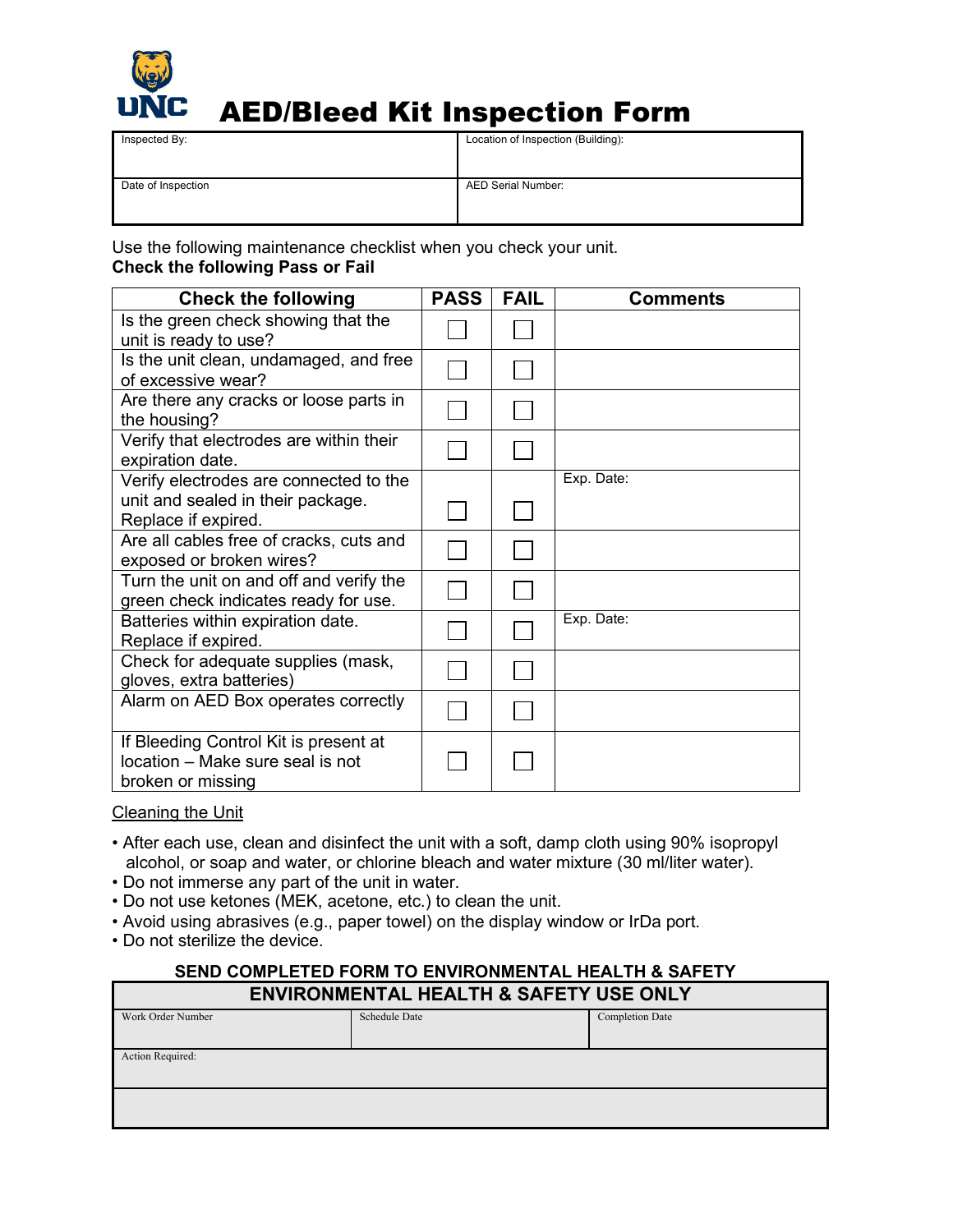UNC

# AED/Bleed Kit Inspection Form

| Inspected By: | Location of Inspection (Building): |
|---|---|
| Date of Inspection | AED Serial Number: |

Use the following maintenance checklist when you check your unit.
**Check the following Pass or Fail**

| Check the following | PASS | FAIL | Comments |
|---|---|---|---|
| Is the green check showing that the unit is ready to use? | ☐ | ☐ | |
| Is the unit clean, undamaged, and free of excessive wear? | ☐ | ☐ | |
| Are there any cracks or loose parts in the housing? | ☐ | ☐ | |
| Verify that electrodes are within their expiration date. | ☐ | ☐ | |
| Verify electrodes are connected to the unit and sealed in their package. Replace if expired. | ☐ | ☐ | Exp. Date: |
| Are all cables free of cracks, cuts and exposed or broken wires? | ☐ | ☐ | |
| Turn the unit on and off and verify the green check indicates ready for use. | ☐ | ☐ | |
| Batteries within expiration date. Replace if expired. | ☐ | ☐ | Exp. Date: |
| Check for adequate supplies (mask, gloves, extra batteries) | ☐ | ☐ | |
| Alarm on AED Box operates correctly | ☐ | ☐ | |
| If Bleeding Control Kit is present at location – Make sure seal is not broken or missing | ☐ | ☐ | |

Cleaning the Unit

- After each use, clean and disinfect the unit with a soft, damp cloth using 90% isopropyl alcohol, or soap and water, or chlorine bleach and water mixture (30 ml/liter water).
- Do not immerse any part of the unit in water.
- Do not use ketones (MEK, acetone, etc.) to clean the unit.
- Avoid using abrasives (e.g., paper towel) on the display window or IrDa port.
- Do not sterilize the device.

**SEND COMPLETED FORM TO ENVIRONMENTAL HEALTH & SAFETY**

| ENVIRONMENTAL HEALTH & SAFETY USE ONLY | | |
|---|---|---|
| Work Order Number | Schedule Date | Completion Date |
| Action Required: | | |
| | | |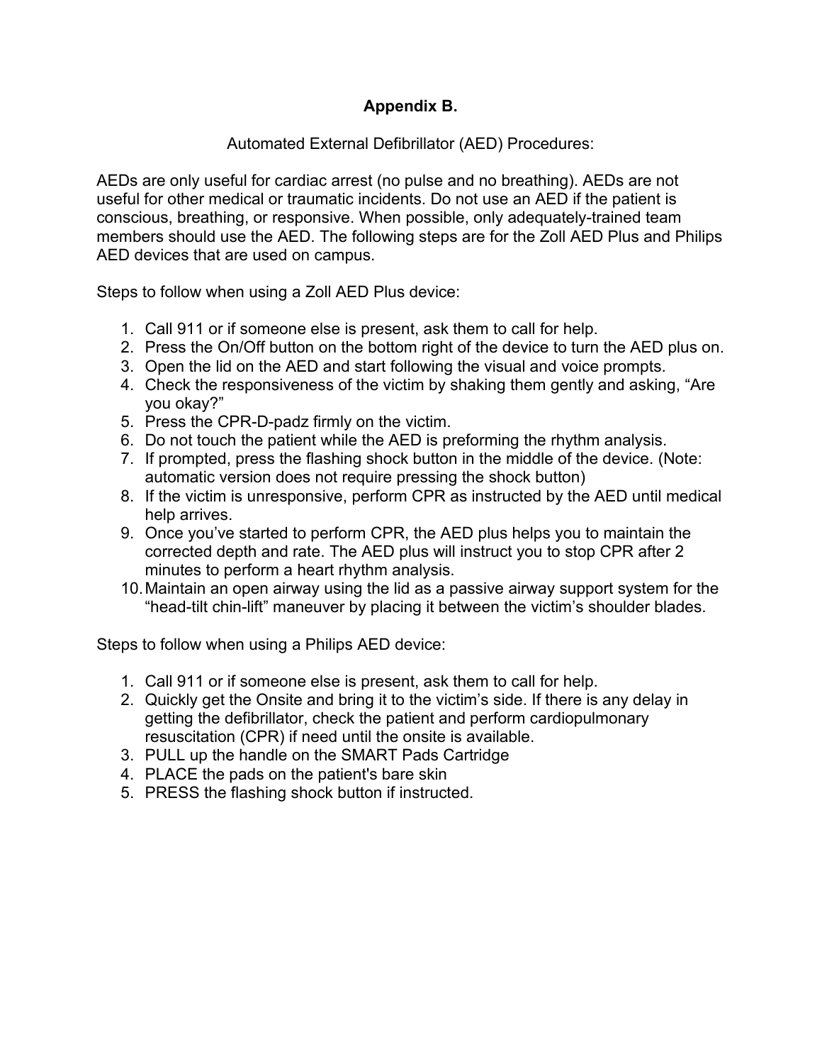## Appendix B.

Automated External Defibrillator (AED) Procedures:

AEDs are only useful for cardiac arrest (no pulse and no breathing). AEDs are not useful for other medical or traumatic incidents. Do not use an AED if the patient is conscious, breathing, or responsive. When possible, only adequately-trained team members should use the AED. The following steps are for the Zoll AED Plus and Philips AED devices that are used on campus.

Steps to follow when using a Zoll AED Plus device:

1. Call 911 or if someone else is present, ask them to call for help.
2. Press the On/Off button on the bottom right of the device to turn the AED plus on.
3. Open the lid on the AED and start following the visual and voice prompts.
4. Check the responsiveness of the victim by shaking them gently and asking, “Are you okay?”
5. Press the CPR-D-padz firmly on the victim.
6. Do not touch the patient while the AED is preforming the rhythm analysis.
7. If prompted, press the flashing shock button in the middle of the device. (Note: automatic version does not require pressing the shock button)
8. If the victim is unresponsive, perform CPR as instructed by the AED until medical help arrives.
9. Once you’ve started to perform CPR, the AED plus helps you to maintain the corrected depth and rate. The AED plus will instruct you to stop CPR after 2 minutes to perform a heart rhythm analysis.
10. Maintain an open airway using the lid as a passive airway support system for the “head-tilt chin-lift” maneuver by placing it between the victim’s shoulder blades.

Steps to follow when using a Philips AED device:

1. Call 911 or if someone else is present, ask them to call for help.
2. Quickly get the Onsite and bring it to the victim’s side. If there is any delay in getting the defibrillator, check the patient and perform cardiopulmonary resuscitation (CPR) if need until the onsite is available.
3. PULL up the handle on the SMART Pads Cartridge
4. PLACE the pads on the patient's bare skin
5. PRESS the flashing shock button if instructed.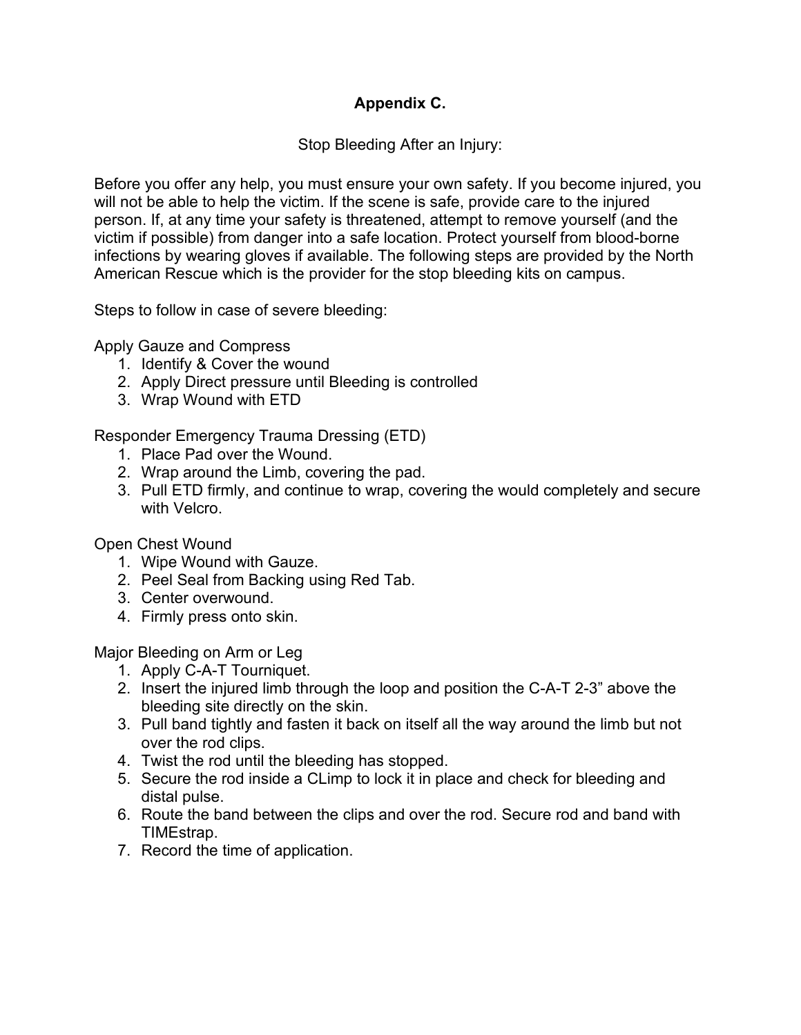# Appendix C.

Stop Bleeding After an Injury:

Before you offer any help, you must ensure your own safety. If you become injured, you will not be able to help the victim. If the scene is safe, provide care to the injured person. If, at any time your safety is threatened, attempt to remove yourself (and the victim if possible) from danger into a safe location. Protect yourself from blood-borne infections by wearing gloves if available. The following steps are provided by the North American Rescue which is the provider for the stop bleeding kits on campus.

Steps to follow in case of severe bleeding:

Apply Gauze and Compress

1. Identify & Cover the wound
2. Apply Direct pressure until Bleeding is controlled
3. Wrap Wound with ETD

Responder Emergency Trauma Dressing (ETD)

1. Place Pad over the Wound.
2. Wrap around the Limb, covering the pad.
3. Pull ETD firmly, and continue to wrap, covering the would completely and secure with Velcro.

Open Chest Wound

1. Wipe Wound with Gauze.
2. Peel Seal from Backing using Red Tab.
3. Center overwound.
4. Firmly press onto skin.

Major Bleeding on Arm or Leg

1. Apply C-A-T Tourniquet.
2. Insert the injured limb through the loop and position the C-A-T 2-3" above the bleeding site directly on the skin.
3. Pull band tightly and fasten it back on itself all the way around the limb but not over the rod clips.
4. Twist the rod until the bleeding has stopped.
5. Secure the rod inside a CLimp to lock it in place and check for bleeding and distal pulse.
6. Route the band between the clips and over the rod. Secure rod and band with TIMEstrap.
7. Record the time of application.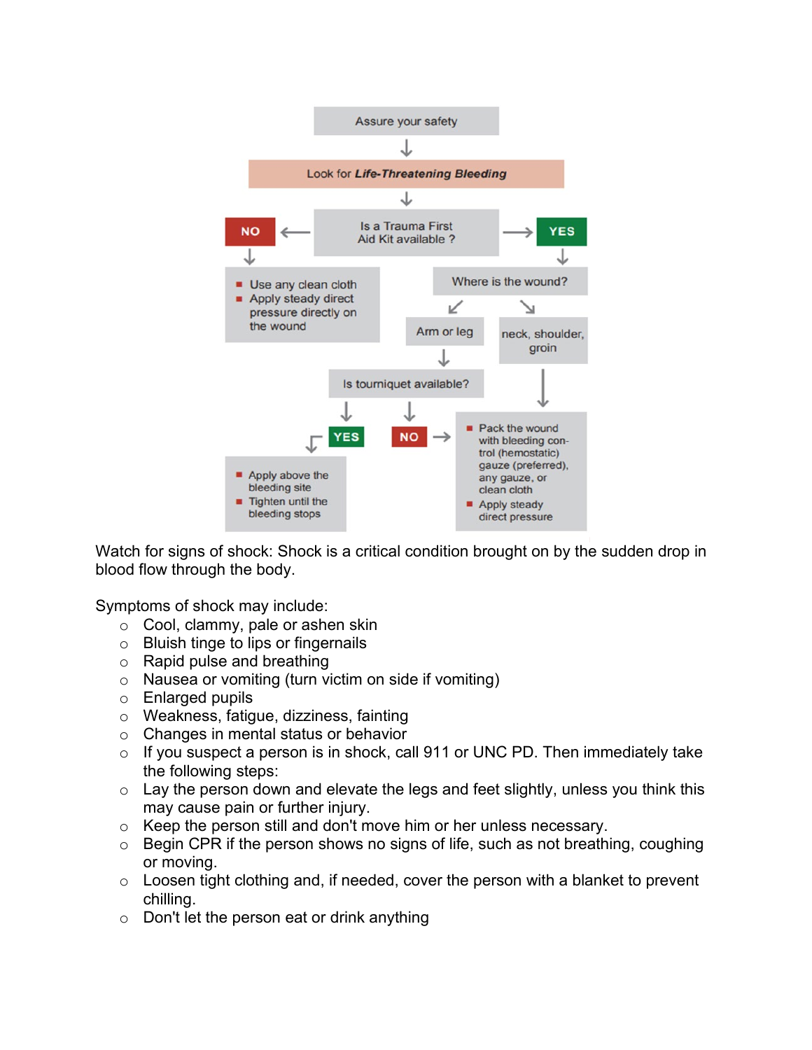Assure your safety

↓

Look for ***Life-Threatening Bleeding***

↓

Is a Trauma First Aid Kit available ?

**NO** →

- Use any clean cloth
- Apply steady direct pressure directly on the wound

**YES** →

Where is the wound?

Arm or leg → Is tourniquet available?

- **YES** →
  - Apply above the bleeding site
  - Tighten until the bleeding stops
- **NO** →
  - Pack the wound with bleeding control (hemostatic) gauze (preferred), any gauze, or clean cloth
  - Apply steady direct pressure

neck, shoulder, groin →

- Pack the wound with bleeding control (hemostatic) gauze (preferred), any gauze, or clean cloth
- Apply steady direct pressure

Watch for signs of shock: Shock is a critical condition brought on by the sudden drop in blood flow through the body.

Symptoms of shock may include:

- Cool, clammy, pale or ashen skin
- Bluish tinge to lips or fingernails
- Rapid pulse and breathing
- Nausea or vomiting (turn victim on side if vomiting)
- Enlarged pupils
- Weakness, fatigue, dizziness, fainting
- Changes in mental status or behavior
- If you suspect a person is in shock, call 911 or UNC PD. Then immediately take the following steps:
- Lay the person down and elevate the legs and feet slightly, unless you think this may cause pain or further injury.
- Keep the person still and don't move him or her unless necessary.
- Begin CPR if the person shows no signs of life, such as not breathing, coughing or moving.
- Loosen tight clothing and, if needed, cover the person with a blanket to prevent chilling.
- Don't let the person eat or drink anything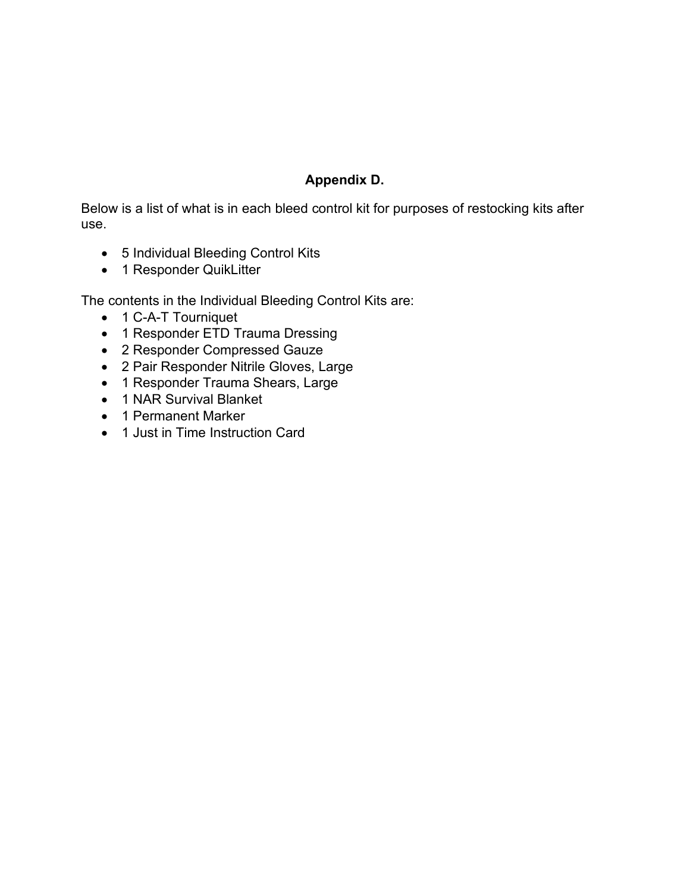## Appendix D.

Below is a list of what is in each bleed control kit for purposes of restocking kits after use.

- 5 Individual Bleeding Control Kits
- 1 Responder QuikLitter

The contents in the Individual Bleeding Control Kits are:

- 1 C-A-T Tourniquet
- 1 Responder ETD Trauma Dressing
- 2 Responder Compressed Gauze
- 2 Pair Responder Nitrile Gloves, Large
- 1 Responder Trauma Shears, Large
- 1 NAR Survival Blanket
- 1 Permanent Marker
- 1 Just in Time Instruction Card